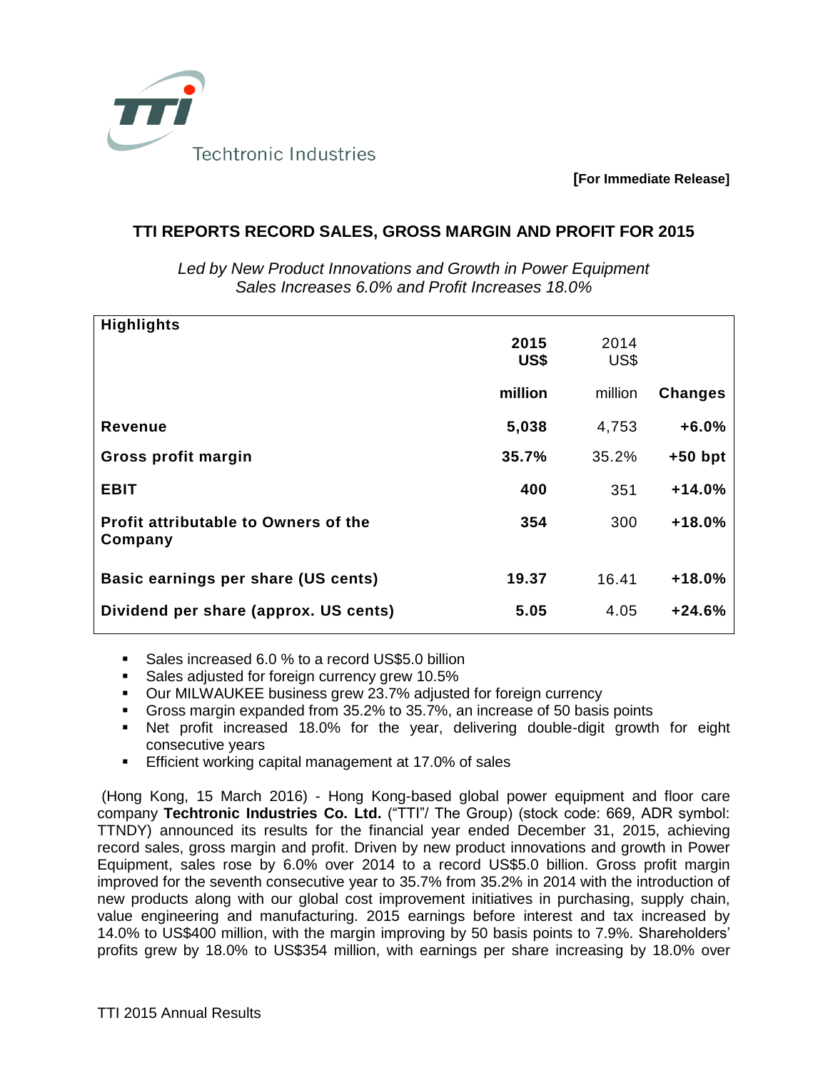Techtronic Industries

**[For Immediate Release]**

# TTI REPORTS RECORD SALES, GROSS MARGIN AND PROFIT FOR 2015

*Led by New Product Innovations and Growth in Power Equipment*
*Sales Increases 6.0% and Profit Increases 18.0%*

| Highlights | 2015 US$ million | 2014 US$ million | Changes |
|---|---|---|---|
| **Revenue** | **5,038** | 4,753 | **+6.0%** |
| **Gross profit margin** | **35.7%** | 35.2% | **+50 bpt** |
| **EBIT** | **400** | 351 | **+14.0%** |
| **Profit attributable to Owners of the Company** | **354** | 300 | **+18.0%** |
| **Basic earnings per share (US cents)** | **19.37** | 16.41 | **+18.0%** |
| **Dividend per share (approx. US cents)** | **5.05** | 4.05 | **+24.6%** |

- Sales increased 6.0 % to a record US$5.0 billion
- Sales adjusted for foreign currency grew 10.5%
- Our MILWAUKEE business grew 23.7% adjusted for foreign currency
- Gross margin expanded from 35.2% to 35.7%, an increase of 50 basis points
- Net profit increased 18.0% for the year, delivering double-digit growth for eight consecutive years
- Efficient working capital management at 17.0% of sales

(Hong Kong, 15 March 2016) - Hong Kong-based global power equipment and floor care company **Techtronic Industries Co. Ltd.** ("TTI"/ The Group) (stock code: 669, ADR symbol: TTNDY) announced its results for the financial year ended December 31, 2015, achieving record sales, gross margin and profit. Driven by new product innovations and growth in Power Equipment, sales rose by 6.0% over 2014 to a record US$5.0 billion. Gross profit margin improved for the seventh consecutive year to 35.7% from 35.2% in 2014 with the introduction of new products along with our global cost improvement initiatives in purchasing, supply chain, value engineering and manufacturing. 2015 earnings before interest and tax increased by 14.0% to US$400 million, with the margin improving by 50 basis points to 7.9%. Shareholders' profits grew by 18.0% to US$354 million, with earnings per share increasing by 18.0% over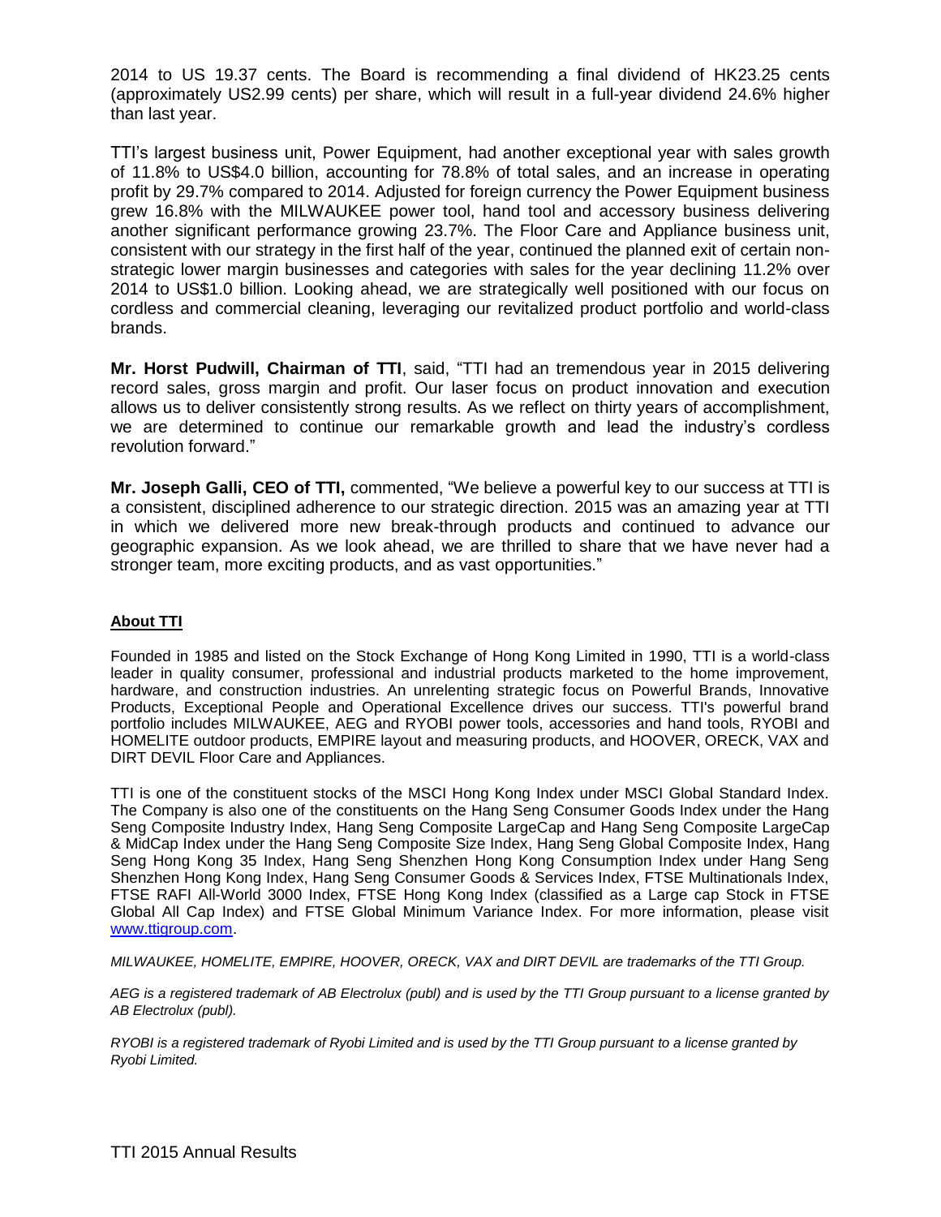2014 to US 19.37 cents. The Board is recommending a final dividend of HK23.25 cents (approximately US2.99 cents) per share, which will result in a full-year dividend 24.6% higher than last year.

TTI's largest business unit, Power Equipment, had another exceptional year with sales growth of 11.8% to US$4.0 billion, accounting for 78.8% of total sales, and an increase in operating profit by 29.7% compared to 2014. Adjusted for foreign currency the Power Equipment business grew 16.8% with the MILWAUKEE power tool, hand tool and accessory business delivering another significant performance growing 23.7%. The Floor Care and Appliance business unit, consistent with our strategy in the first half of the year, continued the planned exit of certain non-strategic lower margin businesses and categories with sales for the year declining 11.2% over 2014 to US$1.0 billion. Looking ahead, we are strategically well positioned with our focus on cordless and commercial cleaning, leveraging our revitalized product portfolio and world-class brands.

**Mr. Horst Pudwill, Chairman of TTI**, said, "TTI had an tremendous year in 2015 delivering record sales, gross margin and profit. Our laser focus on product innovation and execution allows us to deliver consistently strong results. As we reflect on thirty years of accomplishment, we are determined to continue our remarkable growth and lead the industry's cordless revolution forward."

**Mr. Joseph Galli, CEO of TTI,** commented, "We believe a powerful key to our success at TTI is a consistent, disciplined adherence to our strategic direction. 2015 was an amazing year at TTI in which we delivered more new break-through products and continued to advance our geographic expansion. As we look ahead, we are thrilled to share that we have never had a stronger team, more exciting products, and as vast opportunities."

## About TTI

Founded in 1985 and listed on the Stock Exchange of Hong Kong Limited in 1990, TTI is a world-class leader in quality consumer, professional and industrial products marketed to the home improvement, hardware, and construction industries. An unrelenting strategic focus on Powerful Brands, Innovative Products, Exceptional People and Operational Excellence drives our success. TTI's powerful brand portfolio includes MILWAUKEE, AEG and RYOBI power tools, accessories and hand tools, RYOBI and HOMELITE outdoor products, EMPIRE layout and measuring products, and HOOVER, ORECK, VAX and DIRT DEVIL Floor Care and Appliances.

TTI is one of the constituent stocks of the MSCI Hong Kong Index under MSCI Global Standard Index. The Company is also one of the constituents on the Hang Seng Consumer Goods Index under the Hang Seng Composite Industry Index, Hang Seng Composite LargeCap and Hang Seng Composite LargeCap & MidCap Index under the Hang Seng Composite Size Index, Hang Seng Global Composite Index, Hang Seng Hong Kong 35 Index, Hang Seng Shenzhen Hong Kong Consumption Index under Hang Seng Shenzhen Hong Kong Index, Hang Seng Consumer Goods & Services Index, FTSE Multinationals Index, FTSE RAFI All-World 3000 Index, FTSE Hong Kong Index (classified as a Large cap Stock in FTSE Global All Cap Index) and FTSE Global Minimum Variance Index. For more information, please visit www.ttigroup.com.

*MILWAUKEE, HOMELITE, EMPIRE, HOOVER, ORECK, VAX and DIRT DEVIL are trademarks of the TTI Group.*

*AEG is a registered trademark of AB Electrolux (publ) and is used by the TTI Group pursuant to a license granted by AB Electrolux (publ).*

*RYOBI is a registered trademark of Ryobi Limited and is used by the TTI Group pursuant to a license granted by Ryobi Limited.*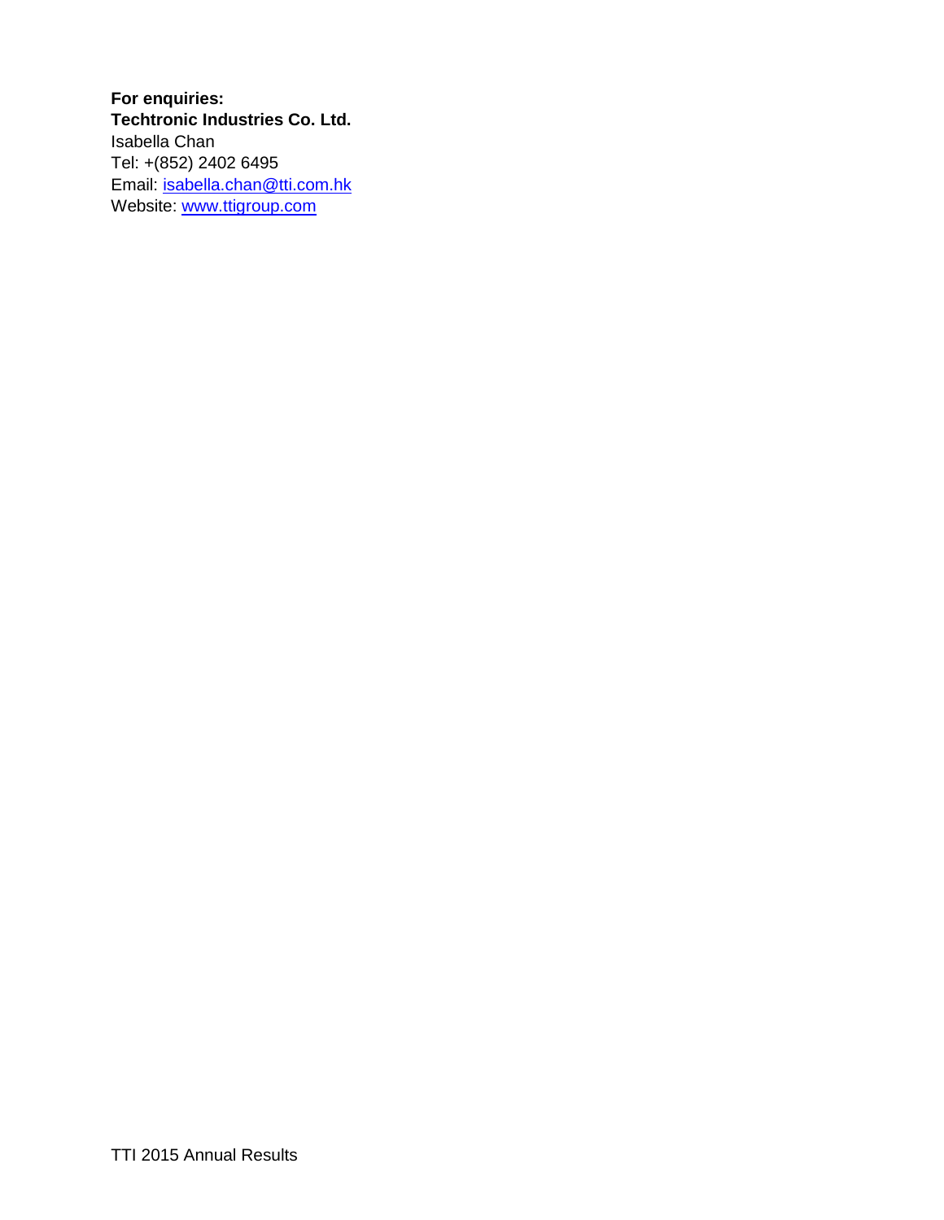**For enquiries:**
**Techtronic Industries Co. Ltd.**
Isabella Chan
Tel: +(852) 2402 6495
Email: [isabella.chan@tti.com.hk](mailto:isabella.chan@tti.com.hk)
Website: [www.ttigroup.com](http://www.ttigroup.com)